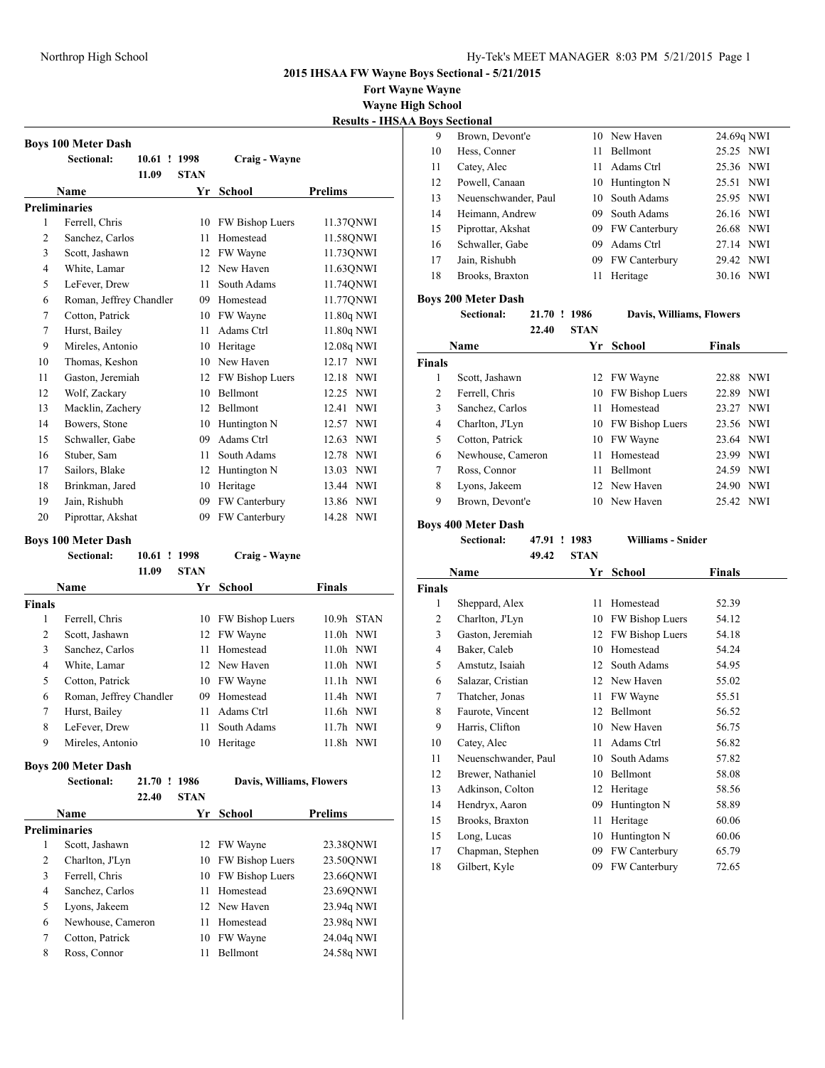**2015 IHSAA FW Wayne Boys Sectional - 5/21/2015**

**Fort Wayne Wayne**

**Wayne High School**

**Results - IHSAA Boys Sectional**

## Boys 100 Meter Dash

**Sectional:** 10.61 ! 1998 Craig - Wayne
11.09 STAN

| | Name | Yr | School | Prelims | |
|---|---|---|---|---|---|
| **Preliminaries** | | | | | |
| 1 | Ferrell, Chris | 10 | FW Bishop Luers | 11.37Q | NWI |
| 2 | Sanchez, Carlos | 11 | Homestead | 11.58Q | NWI |
| 3 | Scott, Jashawn | 12 | FW Wayne | 11.73Q | NWI |
| 4 | White, Lamar | 12 | New Haven | 11.63Q | NWI |
| 5 | LeFever, Drew | 11 | South Adams | 11.74Q | NWI |
| 6 | Roman, Jeffrey Chandler | 09 | Homestead | 11.77Q | NWI |
| 7 | Cotton, Patrick | 10 | FW Wayne | 11.80q | NWI |
| 7 | Hurst, Bailey | 11 | Adams Ctrl | 11.80q | NWI |
| 9 | Mireles, Antonio | 10 | Heritage | 12.08q | NWI |
| 10 | Thomas, Keshon | 10 | New Haven | 12.17 | NWI |
| 11 | Gaston, Jeremiah | 12 | FW Bishop Luers | 12.18 | NWI |
| 12 | Wolf, Zackary | 10 | Bellmont | 12.25 | NWI |
| 13 | Macklin, Zachery | 12 | Bellmont | 12.41 | NWI |
| 14 | Bowers, Stone | 10 | Huntington N | 12.57 | NWI |
| 15 | Schwaller, Gabe | 09 | Adams Ctrl | 12.63 | NWI |
| 16 | Stuber, Sam | 11 | South Adams | 12.78 | NWI |
| 17 | Sailors, Blake | 12 | Huntington N | 13.03 | NWI |
| 18 | Brinkman, Jared | 10 | Heritage | 13.44 | NWI |
| 19 | Jain, Rishubh | 09 | FW Canterbury | 13.86 | NWI |
| 20 | Piprottar, Akshat | 09 | FW Canterbury | 14.28 | NWI |

## Boys 100 Meter Dash

**Sectional:** 10.61 ! 1998 Craig - Wayne
11.09 STAN

| | Name | Yr | School | Finals | |
|---|---|---|---|---|---|
| **Finals** | | | | | |
| 1 | Ferrell, Chris | 10 | FW Bishop Luers | 10.9h | STAN |
| 2 | Scott, Jashawn | 12 | FW Wayne | 11.0h | NWI |
| 3 | Sanchez, Carlos | 11 | Homestead | 11.0h | NWI |
| 4 | White, Lamar | 12 | New Haven | 11.0h | NWI |
| 5 | Cotton, Patrick | 10 | FW Wayne | 11.1h | NWI |
| 6 | Roman, Jeffrey Chandler | 09 | Homestead | 11.4h | NWI |
| 7 | Hurst, Bailey | 11 | Adams Ctrl | 11.6h | NWI |
| 8 | LeFever, Drew | 11 | South Adams | 11.7h | NWI |
| 9 | Mireles, Antonio | 10 | Heritage | 11.8h | NWI |

## Boys 200 Meter Dash

**Sectional:** 21.70 ! 1986 Davis, Williams, Flowers
22.40 STAN

| | Name | Yr | School | Prelims | |
|---|---|---|---|---|---|
| **Preliminaries** | | | | | |
| 1 | Scott, Jashawn | 12 | FW Wayne | 23.38Q | NWI |
| 2 | Charlton, J'Lyn | 10 | FW Bishop Luers | 23.50Q | NWI |
| 3 | Ferrell, Chris | 10 | FW Bishop Luers | 23.66Q | NWI |
| 4 | Sanchez, Carlos | 11 | Homestead | 23.69Q | NWI |
| 5 | Lyons, Jakeem | 12 | New Haven | 23.94q | NWI |
| 6 | Newhouse, Cameron | 11 | Homestead | 23.98q | NWI |
| 7 | Cotton, Patrick | 10 | FW Wayne | 24.04q | NWI |
| 8 | Ross, Connor | 11 | Bellmont | 24.58q | NWI |
| 9 | Brown, Devont'e | 10 | New Haven | 24.69q | NWI |
| 10 | Hess, Conner | 11 | Bellmont | 25.25 | NWI |
| 11 | Catey, Alec | 11 | Adams Ctrl | 25.36 | NWI |
| 12 | Powell, Canaan | 10 | Huntington N | 25.51 | NWI |
| 13 | Neuenschwander, Paul | 10 | South Adams | 25.95 | NWI |
| 14 | Heimann, Andrew | 09 | South Adams | 26.16 | NWI |
| 15 | Piprottar, Akshat | 09 | FW Canterbury | 26.68 | NWI |
| 16 | Schwaller, Gabe | 09 | Adams Ctrl | 27.14 | NWI |
| 17 | Jain, Rishubh | 09 | FW Canterbury | 29.42 | NWI |
| 18 | Brooks, Braxton | 11 | Heritage | 30.16 | NWI |

## Boys 200 Meter Dash

**Sectional:** 21.70 ! 1986 Davis, Williams, Flowers
22.40 STAN

| | Name | Yr | School | Finals | |
|---|---|---|---|---|---|
| **Finals** | | | | | |
| 1 | Scott, Jashawn | 12 | FW Wayne | 22.88 | NWI |
| 2 | Ferrell, Chris | 10 | FW Bishop Luers | 22.89 | NWI |
| 3 | Sanchez, Carlos | 11 | Homestead | 23.27 | NWI |
| 4 | Charlton, J'Lyn | 10 | FW Bishop Luers | 23.56 | NWI |
| 5 | Cotton, Patrick | 10 | FW Wayne | 23.64 | NWI |
| 6 | Newhouse, Cameron | 11 | Homestead | 23.99 | NWI |
| 7 | Ross, Connor | 11 | Bellmont | 24.59 | NWI |
| 8 | Lyons, Jakeem | 12 | New Haven | 24.90 | NWI |
| 9 | Brown, Devont'e | 10 | New Haven | 25.42 | NWI |

## Boys 400 Meter Dash

**Sectional:** 47.91 ! 1983 Williams - Snider
49.42 STAN

| | Name | Yr | School | Finals |
|---|---|---|---|---|
| **Finals** | | | | |
| 1 | Sheppard, Alex | 11 | Homestead | 52.39 |
| 2 | Charlton, J'Lyn | 10 | FW Bishop Luers | 54.12 |
| 3 | Gaston, Jeremiah | 12 | FW Bishop Luers | 54.18 |
| 4 | Baker, Caleb | 10 | Homestead | 54.24 |
| 5 | Amstutz, Isaiah | 12 | South Adams | 54.95 |
| 6 | Salazar, Cristian | 12 | New Haven | 55.02 |
| 7 | Thatcher, Jonas | 11 | FW Wayne | 55.51 |
| 8 | Faurote, Vincent | 12 | Bellmont | 56.52 |
| 9 | Harris, Clifton | 10 | New Haven | 56.75 |
| 10 | Catey, Alec | 11 | Adams Ctrl | 56.82 |
| 11 | Neuenschwander, Paul | 10 | South Adams | 57.82 |
| 12 | Brewer, Nathaniel | 10 | Bellmont | 58.08 |
| 13 | Adkinson, Colton | 12 | Heritage | 58.56 |
| 14 | Hendryx, Aaron | 09 | Huntington N | 58.89 |
| 15 | Brooks, Braxton | 11 | Heritage | 60.06 |
| 15 | Long, Lucas | 10 | Huntington N | 60.06 |
| 17 | Chapman, Stephen | 09 | FW Canterbury | 65.79 |
| 18 | Gilbert, Kyle | 09 | FW Canterbury | 72.65 |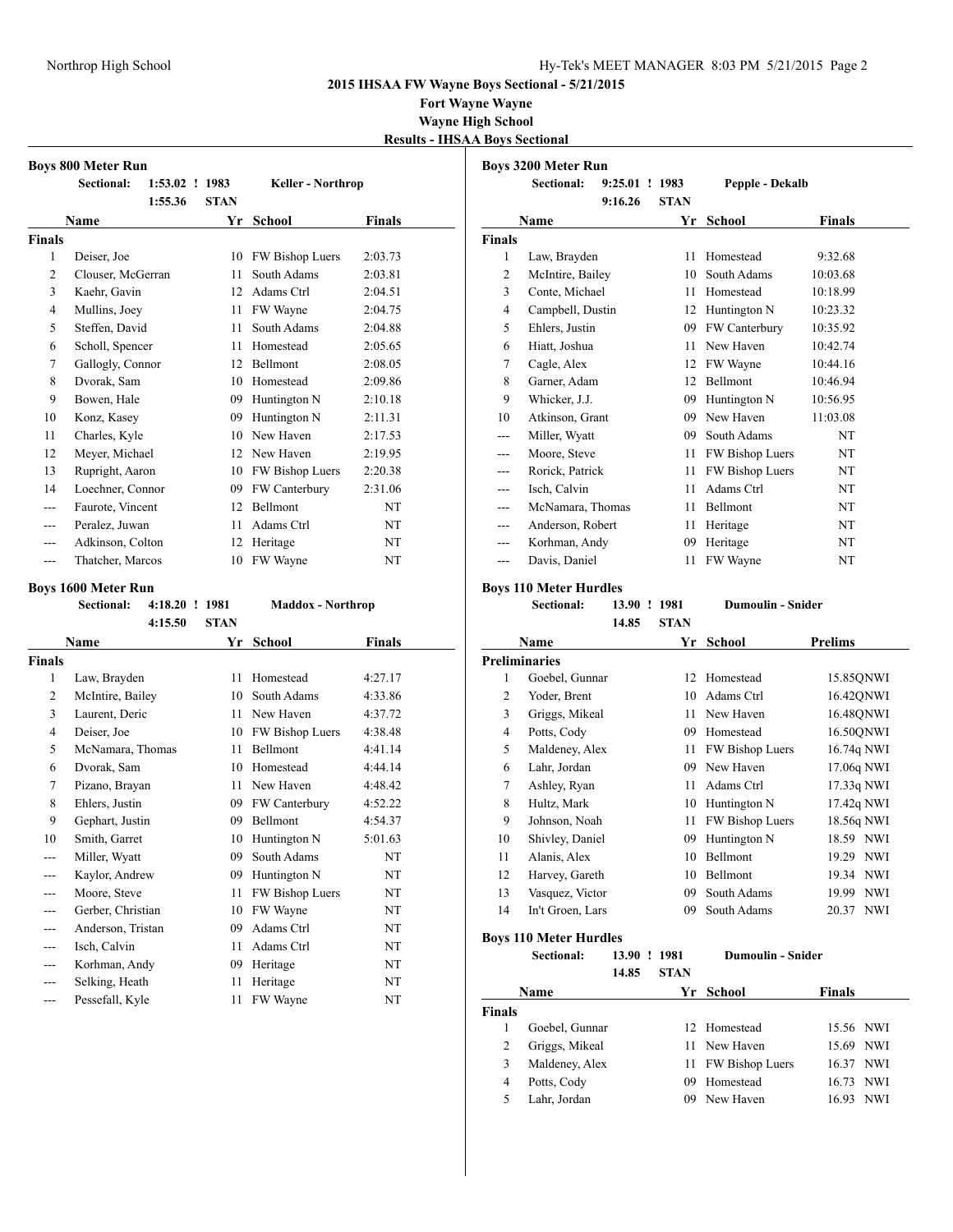**2015 IHSAA FW Wayne Boys Sectional - 5/21/2015**

**Fort Wayne Wayne**

**Wayne High School**

**Results - IHSAA Boys Sectional**

### Boys 800 Meter Run

Sectional: 1:53.02 ! 1983 Keller - Northrop
1:55.36 STAN

| | Name | Yr | School | Finals |
|---|---|---|---|---|
| **Finals** | | | | |
| 1 | Deiser, Joe | 10 | FW Bishop Luers | 2:03.73 |
| 2 | Clouser, McGerran | 11 | South Adams | 2:03.81 |
| 3 | Kaehr, Gavin | 12 | Adams Ctrl | 2:04.51 |
| 4 | Mullins, Joey | 11 | FW Wayne | 2:04.75 |
| 5 | Steffen, David | 11 | South Adams | 2:04.88 |
| 6 | Scholl, Spencer | 11 | Homestead | 2:05.65 |
| 7 | Gallogly, Connor | 12 | Bellmont | 2:08.05 |
| 8 | Dvorak, Sam | 10 | Homestead | 2:09.86 |
| 9 | Bowen, Hale | 09 | Huntington N | 2:10.18 |
| 10 | Konz, Kasey | 09 | Huntington N | 2:11.31 |
| 11 | Charles, Kyle | 10 | New Haven | 2:17.53 |
| 12 | Meyer, Michael | 12 | New Haven | 2:19.95 |
| 13 | Rupright, Aaron | 10 | FW Bishop Luers | 2:20.38 |
| 14 | Loechner, Connor | 09 | FW Canterbury | 2:31.06 |
| --- | Faurote, Vincent | 12 | Bellmont | NT |
| --- | Peralez, Juwan | 11 | Adams Ctrl | NT |
| --- | Adkinson, Colton | 12 | Heritage | NT |
| --- | Thatcher, Marcos | 10 | FW Wayne | NT |

### Boys 1600 Meter Run

Sectional: 4:18.20 ! 1981 Maddox - Northrop
4:15.50 STAN

| | Name | Yr | School | Finals |
|---|---|---|---|---|
| **Finals** | | | | |
| 1 | Law, Brayden | 11 | Homestead | 4:27.17 |
| 2 | McIntire, Bailey | 10 | South Adams | 4:33.86 |
| 3 | Laurent, Deric | 11 | New Haven | 4:37.72 |
| 4 | Deiser, Joe | 10 | FW Bishop Luers | 4:38.48 |
| 5 | McNamara, Thomas | 11 | Bellmont | 4:41.14 |
| 6 | Dvorak, Sam | 10 | Homestead | 4:44.14 |
| 7 | Pizano, Brayan | 11 | New Haven | 4:48.42 |
| 8 | Ehlers, Justin | 09 | FW Canterbury | 4:52.22 |
| 9 | Gephart, Justin | 09 | Bellmont | 4:54.37 |
| 10 | Smith, Garret | 10 | Huntington N | 5:01.63 |
| --- | Miller, Wyatt | 09 | South Adams | NT |
| --- | Kaylor, Andrew | 09 | Huntington N | NT |
| --- | Moore, Steve | 11 | FW Bishop Luers | NT |
| --- | Gerber, Christian | 10 | FW Wayne | NT |
| --- | Anderson, Tristan | 09 | Adams Ctrl | NT |
| --- | Isch, Calvin | 11 | Adams Ctrl | NT |
| --- | Korhman, Andy | 09 | Heritage | NT |
| --- | Selking, Heath | 11 | Heritage | NT |
| --- | Pessefall, Kyle | 11 | FW Wayne | NT |

### Boys 3200 Meter Run

Sectional: 9:25.01 ! 1983 Pepple - Dekalb
9:16.26 STAN

| | Name | Yr | School | Finals |
|---|---|---|---|---|
| **Finals** | | | | |
| 1 | Law, Brayden | 11 | Homestead | 9:32.68 |
| 2 | McIntire, Bailey | 10 | South Adams | 10:03.68 |
| 3 | Conte, Michael | 11 | Homestead | 10:18.99 |
| 4 | Campbell, Dustin | 12 | Huntington N | 10:23.32 |
| 5 | Ehlers, Justin | 09 | FW Canterbury | 10:35.92 |
| 6 | Hiatt, Joshua | 11 | New Haven | 10:42.74 |
| 7 | Cagle, Alex | 12 | FW Wayne | 10:44.16 |
| 8 | Garner, Adam | 12 | Bellmont | 10:46.94 |
| 9 | Whicker, J.J. | 09 | Huntington N | 10:56.95 |
| 10 | Atkinson, Grant | 09 | New Haven | 11:03.08 |
| --- | Miller, Wyatt | 09 | South Adams | NT |
| --- | Moore, Steve | 11 | FW Bishop Luers | NT |
| --- | Rorick, Patrick | 11 | FW Bishop Luers | NT |
| --- | Isch, Calvin | 11 | Adams Ctrl | NT |
| --- | McNamara, Thomas | 11 | Bellmont | NT |
| --- | Anderson, Robert | 11 | Heritage | NT |
| --- | Korhman, Andy | 09 | Heritage | NT |
| --- | Davis, Daniel | 11 | FW Wayne | NT |

### Boys 110 Meter Hurdles

Sectional: 13.90 ! 1981 Dumoulin - Snider
14.85 STAN

| | Name | Yr | School | Prelims |
|---|---|---|---|---|
| **Preliminaries** | | | | |
| 1 | Goebel, Gunnar | 12 | Homestead | 15.85QNWI |
| 2 | Yoder, Brent | 10 | Adams Ctrl | 16.42QNWI |
| 3 | Griggs, Mikeal | 11 | New Haven | 16.48QNWI |
| 4 | Potts, Cody | 09 | Homestead | 16.50QNWI |
| 5 | Maldeney, Alex | 11 | FW Bishop Luers | 16.74q NWI |
| 6 | Lahr, Jordan | 09 | New Haven | 17.06q NWI |
| 7 | Ashley, Ryan | 11 | Adams Ctrl | 17.33q NWI |
| 8 | Hultz, Mark | 10 | Huntington N | 17.42q NWI |
| 9 | Johnson, Noah | 11 | FW Bishop Luers | 18.56q NWI |
| 10 | Shivley, Daniel | 09 | Huntington N | 18.59 NWI |
| 11 | Alanis, Alex | 10 | Bellmont | 19.29 NWI |
| 12 | Harvey, Gareth | 10 | Bellmont | 19.34 NWI |
| 13 | Vasquez, Victor | 09 | South Adams | 19.99 NWI |
| 14 | In't Groen, Lars | 09 | South Adams | 20.37 NWI |

### Boys 110 Meter Hurdles

Sectional: 13.90 ! 1981 Dumoulin - Snider
14.85 STAN

| | Name | Yr | School | Finals |
|---|---|---|---|---|
| **Finals** | | | | |
| 1 | Goebel, Gunnar | 12 | Homestead | 15.56 NWI |
| 2 | Griggs, Mikeal | 11 | New Haven | 15.69 NWI |
| 3 | Maldeney, Alex | 11 | FW Bishop Luers | 16.37 NWI |
| 4 | Potts, Cody | 09 | Homestead | 16.73 NWI |
| 5 | Lahr, Jordan | 09 | New Haven | 16.93 NWI |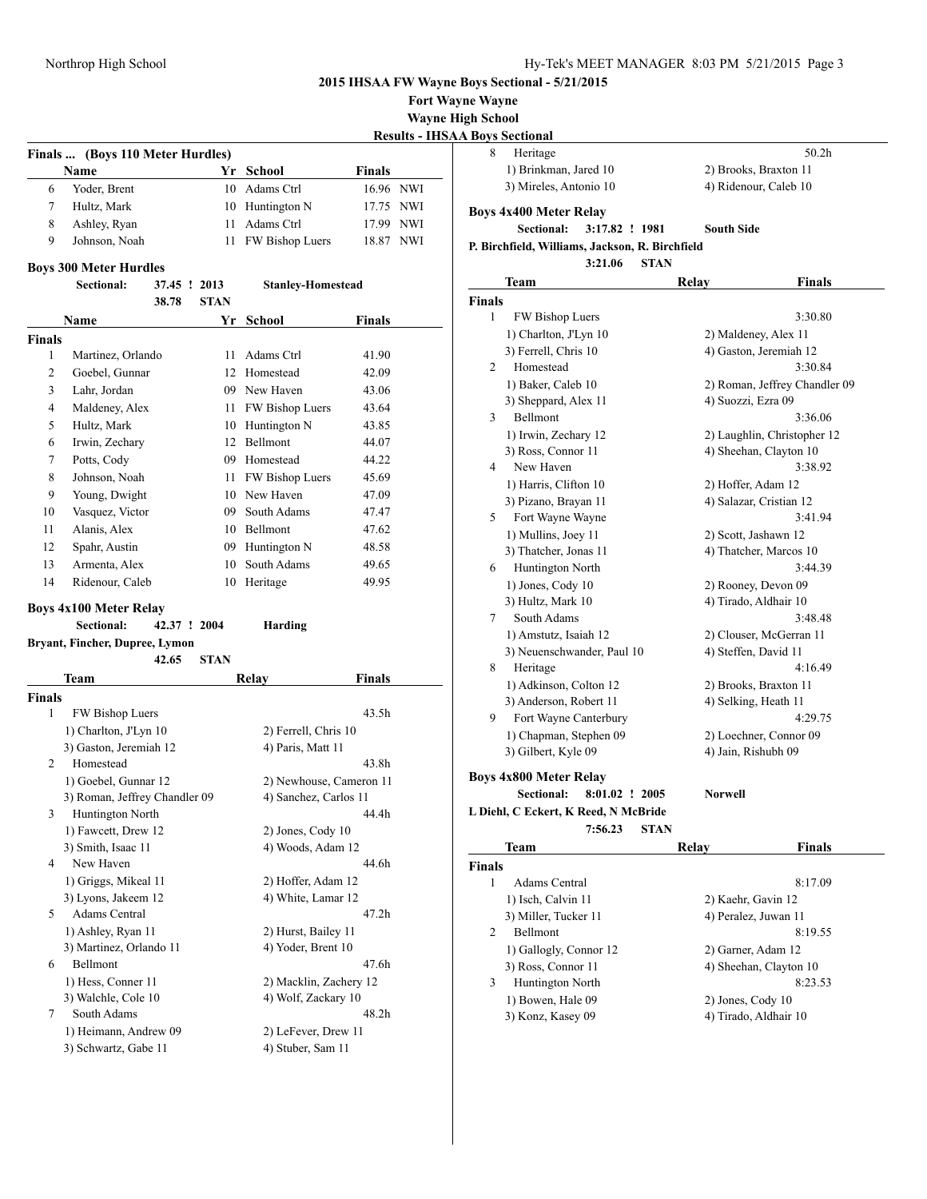## 2015 IHSAA FW Wayne Boys Sectional - 5/21/2015

**Fort Wayne Wayne**

**Wayne High School**

**Results - IHSAA Boys Sectional**

### Finals ... (Boys 110 Meter Hurdles)

| | Name | Yr | School | Finals | |
|---|---|---|---|---|---|
| 6 | Yoder, Brent | 10 | Adams Ctrl | 16.96 | NWI |
| 7 | Hultz, Mark | 10 | Huntington N | 17.75 | NWI |
| 8 | Ashley, Ryan | 11 | Adams Ctrl | 17.99 | NWI |
| 9 | Johnson, Noah | 11 | FW Bishop Luers | 18.87 | NWI |

### Boys 300 Meter Hurdles

**Sectional:** 37.45 ! 2013 **Stanley-Homestead**

38.78 **STAN**

| | Name | Yr | School | Finals |
|---|---|---|---|---|
| **Finals** | | | | |
| 1 | Martinez, Orlando | 11 | Adams Ctrl | 41.90 |
| 2 | Goebel, Gunnar | 12 | Homestead | 42.09 |
| 3 | Lahr, Jordan | 09 | New Haven | 43.06 |
| 4 | Maldeney, Alex | 11 | FW Bishop Luers | 43.64 |
| 5 | Hultz, Mark | 10 | Huntington N | 43.85 |
| 6 | Irwin, Zechary | 12 | Bellmont | 44.07 |
| 7 | Potts, Cody | 09 | Homestead | 44.22 |
| 8 | Johnson, Noah | 11 | FW Bishop Luers | 45.69 |
| 9 | Young, Dwight | 10 | New Haven | 47.09 |
| 10 | Vasquez, Victor | 09 | South Adams | 47.47 |
| 11 | Alanis, Alex | 10 | Bellmont | 47.62 |
| 12 | Spahr, Austin | 09 | Huntington N | 48.58 |
| 13 | Armenta, Alex | 10 | South Adams | 49.65 |
| 14 | Ridenour, Caleb | 10 | Heritage | 49.95 |

### Boys 4x100 Meter Relay

**Sectional:** 42.37 ! 2004 **Harding**

**Bryant, Fincher, Dupree, Lymon**

42.65 **STAN**

| | Team | Relay | Finals |
|---|---|---|---|
| **Finals** | | | |
| 1 | FW Bishop Luers | | 43.5h |
| | 1) Charlton, J'Lyn 10 | 2) Ferrell, Chris 10 | |
| | 3) Gaston, Jeremiah 12 | 4) Paris, Matt 11 | |
| 2 | Homestead | | 43.8h |
| | 1) Goebel, Gunnar 12 | 2) Newhouse, Cameron 11 | |
| | 3) Roman, Jeffrey Chandler 09 | 4) Sanchez, Carlos 11 | |
| 3 | Huntington North | | 44.4h |
| | 1) Fawcett, Drew 12 | 2) Jones, Cody 10 | |
| | 3) Smith, Isaac 11 | 4) Woods, Adam 12 | |
| 4 | New Haven | | 44.6h |
| | 1) Griggs, Mikeal 11 | 2) Hoffer, Adam 12 | |
| | 3) Lyons, Jakeem 12 | 4) White, Lamar 12 | |
| 5 | Adams Central | | 47.2h |
| | 1) Ashley, Ryan 11 | 2) Hurst, Bailey 11 | |
| | 3) Martinez, Orlando 11 | 4) Yoder, Brent 10 | |
| 6 | Bellmont | | 47.6h |
| | 1) Hess, Conner 11 | 2) Macklin, Zachery 12 | |
| | 3) Walchle, Cole 10 | 4) Wolf, Zackary 10 | |
| 7 | South Adams | | 48.2h |
| | 1) Heimann, Andrew 09 | 2) LeFever, Drew 11 | |
| | 3) Schwartz, Gabe 11 | 4) Stuber, Sam 11 | |
| 8 | Heritage | | 50.2h |
| | 1) Brinkman, Jared 10 | 2) Brooks, Braxton 11 | |
| | 3) Mireles, Antonio 10 | 4) Ridenour, Caleb 10 | |

### Boys 4x400 Meter Relay

**Sectional:** 3:17.82 ! 1981 **South Side**

**P. Birchfield, Williams, Jackson, R. Birchfield**

3:21.06 **STAN**

| | Team | Relay | Finals |
|---|---|---|---|
| **Finals** | | | |
| 1 | FW Bishop Luers | | 3:30.80 |
| | 1) Charlton, J'Lyn 10 | 2) Maldeney, Alex 11 | |
| | 3) Ferrell, Chris 10 | 4) Gaston, Jeremiah 12 | |
| 2 | Homestead | | 3:30.84 |
| | 1) Baker, Caleb 10 | 2) Roman, Jeffrey Chandler 09 | |
| | 3) Sheppard, Alex 11 | 4) Suozzi, Ezra 09 | |
| 3 | Bellmont | | 3:36.06 |
| | 1) Irwin, Zechary 12 | 2) Laughlin, Christopher 12 | |
| | 3) Ross, Connor 11 | 4) Sheehan, Clayton 10 | |
| 4 | New Haven | | 3:38.92 |
| | 1) Harris, Clifton 10 | 2) Hoffer, Adam 12 | |
| | 3) Pizano, Brayan 11 | 4) Salazar, Cristian 12 | |
| 5 | Fort Wayne Wayne | | 3:41.94 |
| | 1) Mullins, Joey 11 | 2) Scott, Jashawn 12 | |
| | 3) Thatcher, Jonas 11 | 4) Thatcher, Marcos 10 | |
| 6 | Huntington North | | 3:44.39 |
| | 1) Jones, Cody 10 | 2) Rooney, Devon 09 | |
| | 3) Hultz, Mark 10 | 4) Tirado, Aldhair 10 | |
| 7 | South Adams | | 3:48.48 |
| | 1) Amstutz, Isaiah 12 | 2) Clouser, McGerran 11 | |
| | 3) Neuenschwander, Paul 10 | 4) Steffen, David 11 | |
| 8 | Heritage | | 4:16.49 |
| | 1) Adkinson, Colton 12 | 2) Brooks, Braxton 11 | |
| | 3) Anderson, Robert 11 | 4) Selking, Heath 11 | |
| 9 | Fort Wayne Canterbury | | 4:29.75 |
| | 1) Chapman, Stephen 09 | 2) Loechner, Connor 09 | |
| | 3) Gilbert, Kyle 09 | 4) Jain, Rishubh 09 | |

### Boys 4x800 Meter Relay

**Sectional:** 8:01.02 ! 2005 **Norwell**

**L Diehl, C Eckert, K Reed, N McBride**

7:56.23 **STAN**

| | Team | Relay | Finals |
|---|---|---|---|
| **Finals** | | | |
| 1 | Adams Central | | 8:17.09 |
| | 1) Isch, Calvin 11 | 2) Kaehr, Gavin 12 | |
| | 3) Miller, Tucker 11 | 4) Peralez, Juwan 11 | |
| 2 | Bellmont | | 8:19.55 |
| | 1) Gallogly, Connor 12 | 2) Garner, Adam 12 | |
| | 3) Ross, Connor 11 | 4) Sheehan, Clayton 10 | |
| 3 | Huntington North | | 8:23.53 |
| | 1) Bowen, Hale 09 | 2) Jones, Cody 10 | |
| | 3) Konz, Kasey 09 | 4) Tirado, Aldhair 10 | |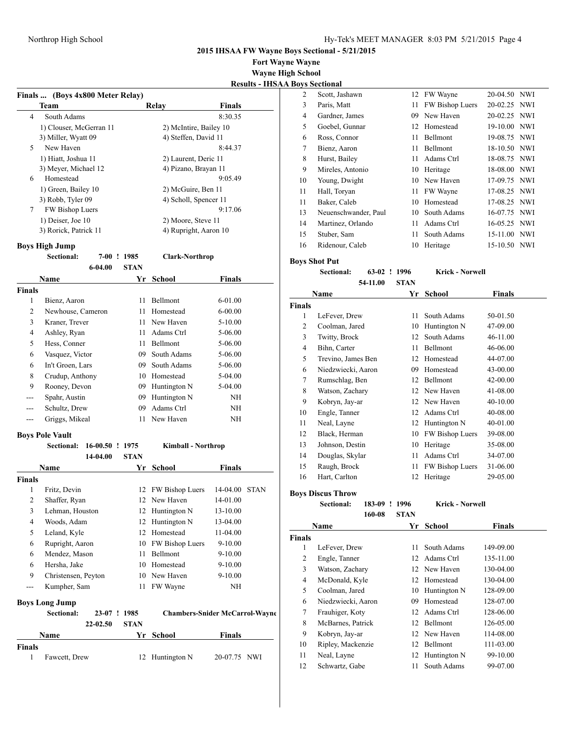## 2015 IHSAA FW Wayne Boys Sectional - 5/21/2015

**Fort Wayne Wayne**

**Wayne High School**

**Results - IHSAA Boys Sectional**

### Finals ... (Boys 4x800 Meter Relay)

| | Team | Relay | Finals |
|---|---|---|---|
| 4 | South Adams | | 8:30.35 |
| | 1) Clouser, McGerran 11 | 2) McIntire, Bailey 10 | |
| | 3) Miller, Wyatt 09 | 4) Steffen, David 11 | |
| 5 | New Haven | | 8:44.37 |
| | 1) Hiatt, Joshua 11 | 2) Laurent, Deric 11 | |
| | 3) Meyer, Michael 12 | 4) Pizano, Brayan 11 | |
| 6 | Homestead | | 9:05.49 |
| | 1) Green, Bailey 10 | 2) McGuire, Ben 11 | |
| | 3) Robb, Tyler 09 | 4) Scholl, Spencer 11 | |
| 7 | FW Bishop Luers | | 9:17.06 |
| | 1) Deiser, Joe 10 | 2) Moore, Steve 11 | |
| | 3) Rorick, Patrick 11 | 4) Rupright, Aaron 10 | |

### Boys High Jump

**Sectional:** 7-00 ! 1985 **Clark-Northrop**
6-04.00 **STAN**

| | Name | Yr | School | Finals |
|---|---|---|---|---|
| **Finals** | | | | |
| 1 | Bienz, Aaron | 11 | Bellmont | 6-01.00 |
| 2 | Newhouse, Cameron | 11 | Homestead | 6-00.00 |
| 3 | Kraner, Trever | 11 | New Haven | 5-10.00 |
| 4 | Ashley, Ryan | 11 | Adams Ctrl | 5-06.00 |
| 5 | Hess, Conner | 11 | Bellmont | 5-06.00 |
| 6 | Vasquez, Victor | 09 | South Adams | 5-06.00 |
| 6 | In't Groen, Lars | 09 | South Adams | 5-06.00 |
| 8 | Crudup, Anthony | 10 | Homestead | 5-04.00 |
| 9 | Rooney, Devon | 09 | Huntington N | 5-04.00 |
| --- | Spahr, Austin | 09 | Huntington N | NH |
| --- | Schultz, Drew | 09 | Adams Ctrl | NH |
| --- | Griggs, Mikeal | 11 | New Haven | NH |

### Boys Pole Vault

**Sectional:** 16-00.50 ! 1975 **Kimball - Northrop**
14-04.00 **STAN**

| | Name | Yr | School | Finals | |
|---|---|---|---|---|---|
| **Finals** | | | | | |
| 1 | Fritz, Devin | 12 | FW Bishop Luers | 14-04.00 | STAN |
| 2 | Shaffer, Ryan | 12 | New Haven | 14-01.00 | |
| 3 | Lehman, Houston | 12 | Huntington N | 13-10.00 | |
| 4 | Woods, Adam | 12 | Huntington N | 13-04.00 | |
| 5 | Leland, Kyle | 12 | Homestead | 11-04.00 | |
| 6 | Rupright, Aaron | 10 | FW Bishop Luers | 9-10.00 | |
| 6 | Mendez, Mason | 11 | Bellmont | 9-10.00 | |
| 6 | Hersha, Jake | 10 | Homestead | 9-10.00 | |
| 9 | Christensen, Peyton | 10 | New Haven | 9-10.00 | |
| --- | Kumpher, Sam | 11 | FW Wayne | NH | |

### Boys Long Jump

**Sectional:** 23-07 ! 1985 **Chambers-Snider McCarrol-Wayne**
22-02.50 **STAN**

| | Name | Yr | School | Finals | |
|---|---|---|---|---|---|
| **Finals** | | | | | |
| 1 | Fawcett, Drew | 12 | Huntington N | 20-07.75 | NWI |
| 2 | Scott, Jashawn | 12 | FW Wayne | 20-04.50 | NWI |
| 3 | Paris, Matt | 11 | FW Bishop Luers | 20-02.25 | NWI |
| 4 | Gardner, James | 09 | New Haven | 20-02.25 | NWI |
| 5 | Goebel, Gunnar | 12 | Homestead | 19-10.00 | NWI |
| 6 | Ross, Connor | 11 | Bellmont | 19-08.75 | NWI |
| 7 | Bienz, Aaron | 11 | Bellmont | 18-10.50 | NWI |
| 8 | Hurst, Bailey | 11 | Adams Ctrl | 18-08.75 | NWI |
| 9 | Mireles, Antonio | 10 | Heritage | 18-08.00 | NWI |
| 10 | Young, Dwight | 10 | New Haven | 17-09.75 | NWI |
| 11 | Hall, Toryan | 11 | FW Wayne | 17-08.25 | NWI |
| 11 | Baker, Caleb | 10 | Homestead | 17-08.25 | NWI |
| 13 | Neuenschwander, Paul | 10 | South Adams | 16-07.75 | NWI |
| 14 | Martinez, Orlando | 11 | Adams Ctrl | 16-05.25 | NWI |
| 15 | Stuber, Sam | 11 | South Adams | 15-11.00 | NWI |
| 16 | Ridenour, Caleb | 10 | Heritage | 15-10.50 | NWI |

### Boys Shot Put

**Sectional:** 63-02 ! 1996 **Krick - Norwell**
54-11.00 **STAN**

| | Name | Yr | School | Finals |
|---|---|---|---|---|
| **Finals** | | | | |
| 1 | LeFever, Drew | 11 | South Adams | 50-01.50 |
| 2 | Coolman, Jared | 10 | Huntington N | 47-09.00 |
| 3 | Twitty, Brock | 12 | South Adams | 46-11.00 |
| 4 | Bihn, Carter | 11 | Bellmont | 46-06.00 |
| 5 | Trevino, James Ben | 12 | Homestead | 44-07.00 |
| 6 | Niedzwiecki, Aaron | 09 | Homestead | 43-00.00 |
| 7 | Rumschlag, Ben | 12 | Bellmont | 42-00.00 |
| 8 | Watson, Zachary | 12 | New Haven | 41-08.00 |
| 9 | Kobryn, Jay-ar | 12 | New Haven | 40-10.00 |
| 10 | Engle, Tanner | 12 | Adams Ctrl | 40-08.00 |
| 11 | Neal, Layne | 12 | Huntington N | 40-01.00 |
| 12 | Black, Herman | 10 | FW Bishop Luers | 39-08.00 |
| 13 | Johnson, Destin | 10 | Heritage | 35-08.00 |
| 14 | Douglas, Skylar | 11 | Adams Ctrl | 34-07.00 |
| 15 | Raugh, Brock | 11 | FW Bishop Luers | 31-06.00 |
| 16 | Hart, Carlton | 12 | Heritage | 29-05.00 |

### Boys Discus Throw

**Sectional:** 183-09 ! 1996 **Krick - Norwell**
160-08 **STAN**

| | Name | Yr | School | Finals |
|---|---|---|---|---|
| **Finals** | | | | |
| 1 | LeFever, Drew | 11 | South Adams | 149-09.00 |
| 2 | Engle, Tanner | 12 | Adams Ctrl | 135-11.00 |
| 3 | Watson, Zachary | 12 | New Haven | 130-04.00 |
| 4 | McDonald, Kyle | 12 | Homestead | 130-04.00 |
| 5 | Coolman, Jared | 10 | Huntington N | 128-09.00 |
| 6 | Niedzwiecki, Aaron | 09 | Homestead | 128-07.00 |
| 7 | Frauhiger, Koty | 12 | Adams Ctrl | 128-06.00 |
| 8 | McBarnes, Patrick | 12 | Bellmont | 126-05.00 |
| 9 | Kobryn, Jay-ar | 12 | New Haven | 114-08.00 |
| 10 | Ripley, Mackenzie | 12 | Bellmont | 111-03.00 |
| 11 | Neal, Layne | 12 | Huntington N | 99-10.00 |
| 12 | Schwartz, Gabe | 11 | South Adams | 99-07.00 |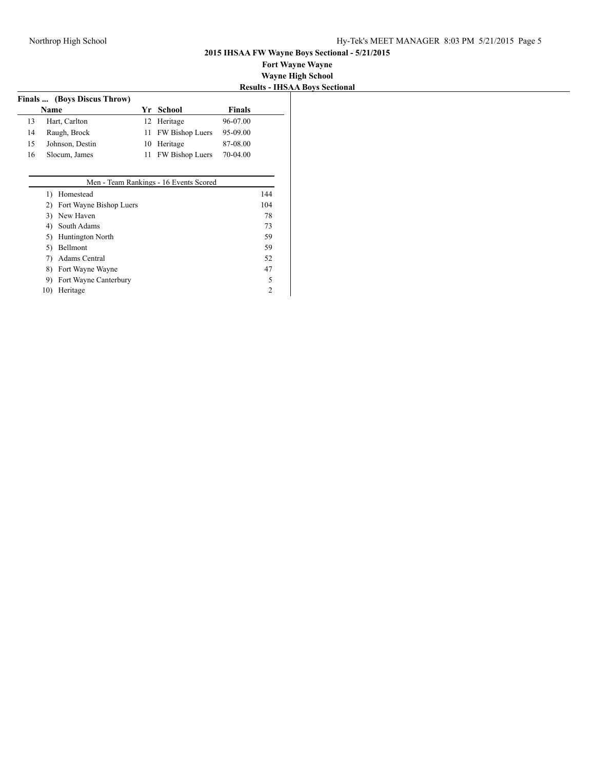# 2015 IHSAA FW Wayne Boys Sectional - 5/21/2015

## Fort Wayne Wayne

## Wayne High School

## Results - IHSAA Boys Sectional

### Finals ... (Boys Discus Throw)

| | Name | Yr | School | Finals |
|---|---|---|---|---|
| 13 | Hart, Carlton | 12 | Heritage | 96-07.00 |
| 14 | Raugh, Brock | 11 | FW Bishop Luers | 95-09.00 |
| 15 | Johnson, Destin | 10 | Heritage | 87-08.00 |
| 16 | Slocum, James | 11 | FW Bishop Luers | 70-04.00 |

### Men - Team Rankings - 16 Events Scored

| | | |
|---|---|---|
| 1) | Homestead | 144 |
| 2) | Fort Wayne Bishop Luers | 104 |
| 3) | New Haven | 78 |
| 4) | South Adams | 73 |
| 5) | Huntington North | 59 |
| 5) | Bellmont | 59 |
| 7) | Adams Central | 52 |
| 8) | Fort Wayne Wayne | 47 |
| 9) | Fort Wayne Canterbury | 5 |
| 10) | Heritage | 2 |